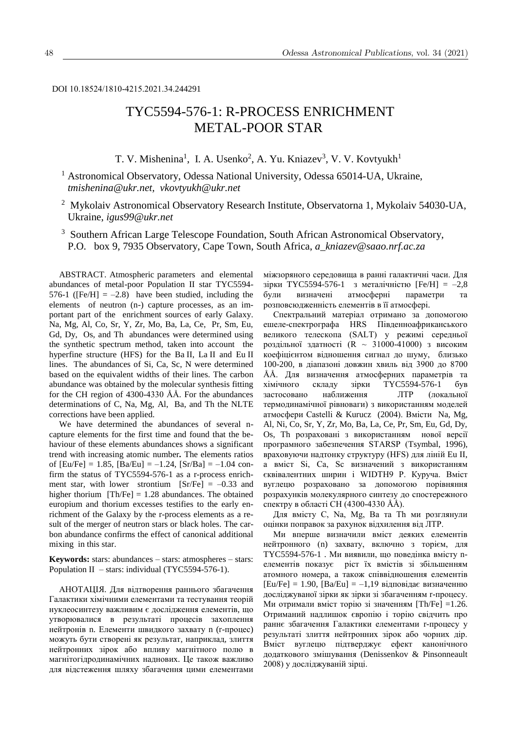DOI 10.18524/1810-4215.2021.34.244291

# TYC5594-576-1: R-PROCESS ENRICHMENT METAL-POOR STAR

T. V. Mishenina[1], I. A. Usenko[2], A. Yu. Kniazev[3], V. V. Kovtyukh[1]

[1] Astronomical Observatory, Odessa National University, Odessa 65014-UA, Ukraine, *tmishenina@ukr.net*, *vkovtyukh@ukr.net*

[2] Mykolaiv Astronomical Observatory Research Institute, Observatorna 1, Mykolaiv 54030-UA, Ukraine, *igus99@ukr.net*

[3] Southern African Large Telescope Foundation, South African Astronomical Observatory, P.O. box 9, 7935 Observatory, Cape Town, South Africa, *a_kniazev@saao.nrf.ac.za*

ABSTRACT. Atmospheric parameters and elemental abundances of metal-poor Population II star TYC5594-576-1 ([Fe/H] = –2.8) have been studied, including the elements of neutron (n-) capture processes, as an important part of the enrichment sources of early Galaxy. Na, Mg, Al, Co, Sr, Y, Zr, Mo, Ba, La, Ce, Pr, Sm, Eu, Gd, Dy, Os, and Th abundances were determined using the synthetic spectrum method, taken into account the hyperfine structure (HFS) for the Ba II, La II and Eu II lines. The abundances of Si, Ca, Sc, N were determined based on the equivalent widths of their lines. The carbon abundance was obtained by the molecular synthesis fitting for the CH region of 4300-4330 ÅÅ. For the abundances determinations of C, Na, Mg, Al, Ba, and Th the NLTE corrections have been applied.

We have determined the abundances of several n-capture elements for the first time and found that the behaviour of these elements abundances shows a significant trend with increasing atomic number**.** The elements ratios of [Eu/Fe] = 1.85, [Ba/Eu] = –1.24, [Sr/Ba] = –1.04 confirm the status of TYC5594-576-1 as a r-process enrichment star, with lower strontium [Sr/Fe] = –0.33 and higher thorium [Th/Fe] = 1.28 abundances. The obtained europium and thorium excesses testifies to the early enrichment of the Galaxy by the r-process elements as a result of the merger of neutron stars or black holes. The carbon abundance confirms the effect of canonical additional mixing in this star.

**Keywords:** stars: abundances – stars: atmospheres – stars: Population II – stars: individual (TYC5594-576-1).

АНОТАЦІЯ. Для відтворення раннього збагачення Галактики хімічними елементами та тестування теорій нуклеосинтезу важливим є дослідження елементів, що утворювалися в результаті процесів захоплення нейтронів n. Елементи швидкого захвату n (r-процес) можуть бути створені як результат, наприклад, злиття нейтронних зірок або впливу магнітного полю в магнітогідродинамічних наднових. Це також важливо для відстеження шляху збагачення цими елементами міжзоряного середовища в ранні галактичні часи. Для зірки TYC5594-576-1 з металічністю [Fe/H] = –2,8 були визначені атмосферні параметри та розповсюдженність елементів в її атмосфері.

Спектральний матеріал отримано за допомогою ешеле-спектрографа HRS Південноафриканського великого телескопа (SALT) у режимі середньої роздільної здатності (R ~ 31000-41000) з високим коефіцієнтом відношення сигнал до шуму, близько 100-200, в діапазоні довжин хвиль від 3900 до 8700 ÅÅ. Для визначення атмосферних параметрів та хімічного складу зірки TYC5594-576-1 був застосовано наближення ЛТР (локальної термодинамічної рівноваги) з використанням моделей атмосфери Castelli & Kurucz (2004). Вмісти Na, Mg, Al, Ni, Co, Sr, Y, Zr, Mo, Ba, La, Ce, Pr, Sm, Eu, Gd, Dy, Os, Th розраховані з використанням нової версії програмного забезпечення STARSP (Tsymbal, 1996), враховуючи надтонку структуру (HFS) для ліній Eu II, а вміст Si, Ca, Sc з використанням еквівалентних ширин і WIDTH9 Р. Куруча. Вміст вуглецю розраховано за допомогою порівняння розрахунків молекулярного синтезу до спостережного спектру в області CH (4300-4330 ÅÅ).

Для вмісту C, Na, Mg, Ba та Th ми розглянули оцінки поправок за рахунок відхилення від ЛТР.

Ми вперше визначили вміст деяких елементів нейтронного (n) захвату, включно з торієм, для TYC5594-576-1 . Ми виявили, що поведінка вмісту n-елементів показує ріст їх вмістів зі збільшенням атомного номера, а також співвідношення елементів [Eu/Fe] = 1.90, [Ba/Eu] = –1,19 відповідає визначенню досліджуваної зірки як зірки зі збагаченням r-процесу. Ми отримали вміст торію зі значенням [Th/Fe] =1.26. Отриманий надлишок європію і торію свідчить про раннє збагачення Галактики елементами r-процесу у результаті злиття нейтронних зірок або чорних дір. Вміст вуглецю підтверджує ефект канонічного додаткового змішування (Denissenkov & Pinsonneault 2008) у досліджуваній зірці.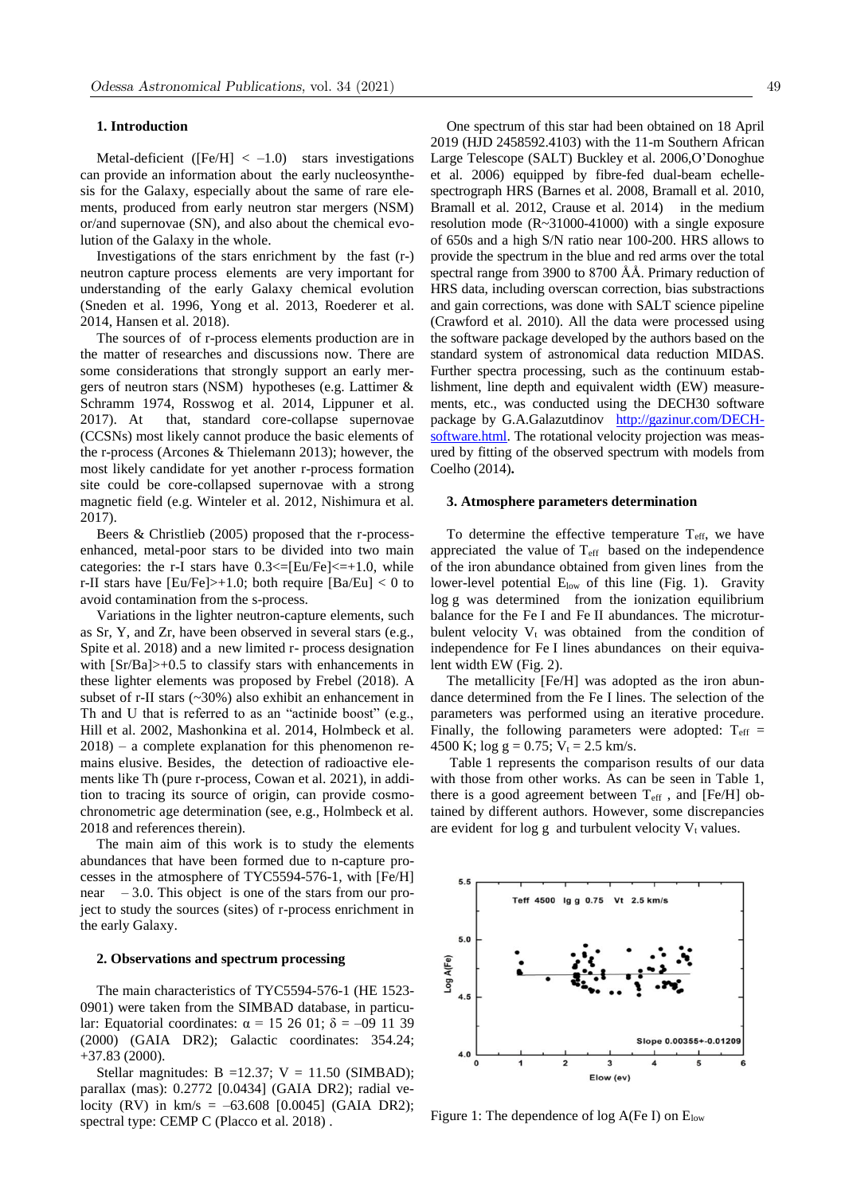## 1. Introduction

Metal-deficient ([Fe/H] < –1.0) stars investigations can provide an information about the early nucleosynthesis for the Galaxy, especially about the same of rare elements, produced from early neutron star mergers (NSM) or/and supernovae (SN), and also about the chemical evolution of the Galaxy in the whole.

Investigations of the stars enrichment by the fast (r-) neutron capture process elements are very important for understanding of the early Galaxy chemical evolution (Sneden et al. 1996, Yong et al. 2013, Roederer et al. 2014, Hansen et al. 2018).

The sources of of r-process elements production are in the matter of researches and discussions now. There are some considerations that strongly support an early mergers of neutron stars (NSM) hypotheses (e.g. Lattimer & Schramm 1974, Rosswog et al. 2014, Lippuner et al. 2017). At that, standard core-collapse supernovae (CCSNs) most likely cannot produce the basic elements of the r-process (Arcones & Thielemann 2013); however, the most likely candidate for yet another r-process formation site could be core-collapsed supernovae with a strong magnetic field (e.g. Winteler et al. 2012, Nishimura et al. 2017).

Beers & Christlieb (2005) proposed that the r-process-enhanced, metal-poor stars to be divided into two main categories: the r-I stars have 0.3<=[Eu/Fe]<=+1.0, while r-II stars have [Eu/Fe]>+1.0; both require [Ba/Eu] < 0 to avoid contamination from the s-process.

Variations in the lighter neutron-capture elements, such as Sr, Y, and Zr, have been observed in several stars (e.g., Spite et al. 2018) and a new limited r- process designation with [Sr/Ba]>+0.5 to classify stars with enhancements in these lighter elements was proposed by Frebel (2018). A subset of r-II stars (~30%) also exhibit an enhancement in Th and U that is referred to as an "actinide boost" (e.g., Hill et al. 2002, Mashonkina et al. 2014, Holmbeck et al. 2018) – a complete explanation for this phenomenon remains elusive. Besides, the detection of radioactive elements like Th (pure r-process, Cowan et al. 2021), in addition to tracing its source of origin, can provide cosmochronometric age determination (see, e.g., Holmbeck et al. 2018 and references therein).

The main aim of this work is to study the elements abundances that have been formed due to n-capture processes in the atmosphere of TYC5594-576-1, with [Fe/H] near – 3.0. This object is one of the stars from our project to study the sources (sites) of r-process enrichment in the early Galaxy.

## 2. Observations and spectrum processing

The main characteristics of TYC5594-576-1 (HE 1523-0901) were taken from the SIMBAD database, in particular: Equatorial coordinates: $\alpha$ = 15 26 01; $\delta$ = –09 11 39 (2000) (GAIA DR2); Galactic coordinates: 354.24; +37.83 (2000).

Stellar magnitudes: B =12.37; V = 11.50 (SIMBAD); parallax (mas): 0.2772 [0.0434] (GAIA DR2); radial velocity (RV) in km/s = –63.608 [0.0045] (GAIA DR2); spectral type: CEMP C (Placco et al. 2018) .

One spectrum of this star had been obtained on 18 April 2019 (HJD 2458592.4103) with the 11-m Southern African Large Telescope (SALT) Buckley et al. 2006,O'Donoghue et al. 2006) equipped by fibre-fed dual-beam echelle-spectrograph HRS (Barnes et al. 2008, Bramall et al. 2010, Bramall et al. 2012, Crause et al. 2014) in the medium resolution mode (R~31000-41000) with a single exposure of 650s and a high S/N ratio near 100-200. HRS allows to provide the spectrum in the blue and red arms over the total spectral range from 3900 to 8700 ÅÅ. Primary reduction of HRS data, including overscan correction, bias substractions and gain corrections, was done with SALT science pipeline (Crawford et al. 2010). All the data were processed using the software package developed by the authors based on the standard system of astronomical data reduction MIDAS. Further spectra processing, such as the continuum establishment, line depth and equivalent width (EW) measurements, etc., was conducted using the DECH30 software package by G.A.Galazutdinov http://gazinur.com/DECH-software.html. The rotational velocity projection was measured by fitting of the observed spectrum with models from Coelho (2014)**.**

## 3. Atmosphere parameters determination

To determine the effective temperature $T_{eff}$, we have appreciated the value of $T_{eff}$ based on the independence of the iron abundance obtained from given lines from the lower-level potential $E_{low}$ of this line (Fig. 1). Gravity log g was determined from the ionization equilibrium balance for the Fe I and Fe II abundances. The microturbulent velocity $V_t$ was obtained from the condition of independence for Fe I lines abundances on their equivalent width EW (Fig. 2).

The metallicity [Fe/H] was adopted as the iron abundance determined from the Fe I lines. The selection of the parameters was performed using an iterative procedure. Finally, the following parameters were adopted: $T_{eff}$ = 4500 K; log g = 0.75; $V_t$ = 2.5 km/s.

Table 1 represents the comparison results of our data with those from other works. As can be seen in Table 1, there is a good agreement between $T_{eff}$ , and [Fe/H] obtained by different authors. However, some discrepancies are evident for log g and turbulent velocity $V_t$ values.

Figure 1: The dependence of log A(Fe I) on $E_{low}$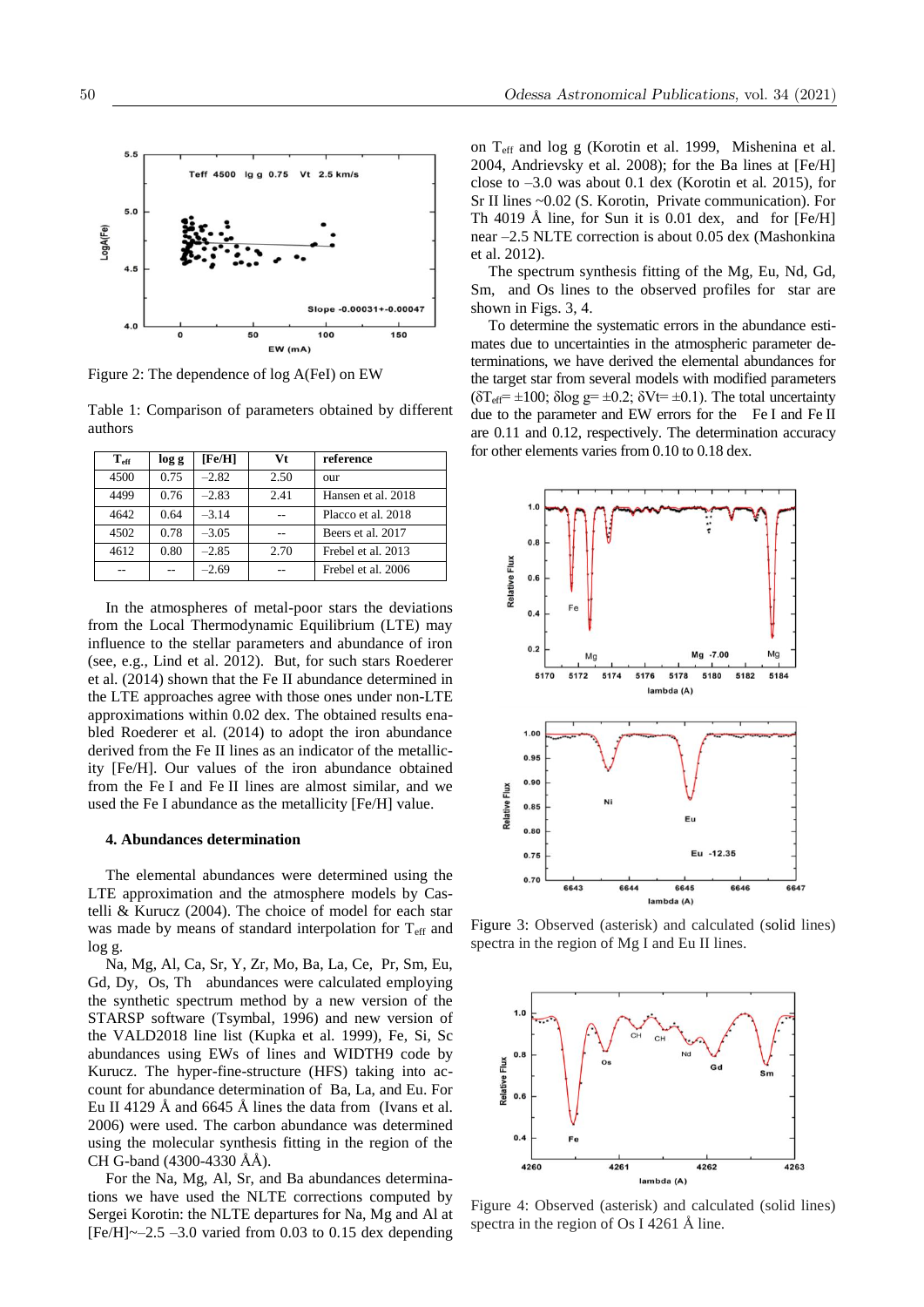Figure 2: The dependence of log A(FeI) on EW

Table 1: Comparison of parameters obtained by different authors

| $T_{eff}$ | log g | [Fe/H] | Vt | reference |
|---|---|---|---|---|
| 4500 | 0.75 | –2.82 | 2.50 | our |
| 4499 | 0.76 | –2.83 | 2.41 | Hansen et al. 2018 |
| 4642 | 0.64 | –3.14 | -- | Placco et al. 2018 |
| 4502 | 0.78 | –3.05 | -- | Beers et al. 2017 |
| 4612 | 0.80 | –2.85 | 2.70 | Frebel et al. 2013 |
| -- | -- | –2.69 | -- | Frebel et al. 2006 |

In the atmospheres of metal-poor stars the deviations from the Local Thermodynamic Equilibrium (LTE) may influence to the stellar parameters and abundance of iron (see, e.g., Lind et al. 2012). But, for such stars Roederer et al. (2014) shown that the Fe II abundance determined in the LTE approaches agree with those ones under non-LTE approximations within 0.02 dex. The obtained results enabled Roederer et al. (2014) to adopt the iron abundance derived from the Fe II lines as an indicator of the metallicity [Fe/H]. Our values of the iron abundance obtained from the Fe I and Fe II lines are almost similar, and we used the Fe I abundance as the metallicity [Fe/H] value.

## 4. Abundances determination

The elemental abundances were determined using the LTE approximation and the atmosphere models by Castelli & Kurucz (2004). The choice of model for each star was made by means of standard interpolation for $T_{eff}$ and log g.

Na, Mg, Al, Ca, Sr, Y, Zr, Mo, Ba, La, Ce, Pr, Sm, Eu, Gd, Dy, Os, Th abundances were calculated employing the synthetic spectrum method by a new version of the STARSP software (Tsymbal, 1996) and new version of the VALD2018 line list (Kupka et al. 1999), Fe, Si, Sc abundances using EWs of lines and WIDTH9 code by Kurucz. The hyper-fine-structure (HFS) taking into account for abundance determination of Ba, La, and Eu. For Eu II 4129 Å and 6645 Å lines the data from (Ivans et al. 2006) were used. The carbon abundance was determined using the molecular synthesis fitting in the region of the CH G-band (4300-4330 ÅÅ).

For the Na, Mg, Al, Sr, and Ba abundances determinations we have used the NLTE corrections computed by Sergei Korotin: the NLTE departures for Na, Mg and Al at [Fe/H]~–2.5 –3.0 varied from 0.03 to 0.15 dex depending on $T_{eff}$ and log g (Korotin et al. 1999, Mishenina et al. 2004, Andrievsky et al. 2008); for the Ba lines at [Fe/H] close to –3.0 was about 0.1 dex (Korotin et al. 2015), for Sr II lines ~0.02 (S. Korotin, Private communication). For Th 4019 Å line, for Sun it is 0.01 dex, and for [Fe/H] near –2.5 NLTE correction is about 0.05 dex (Mashonkina et al. 2012).

The spectrum synthesis fitting of the Mg, Eu, Nd, Gd, Sm, and Os lines to the observed profiles for star are shown in Figs. 3, 4.

To determine the systematic errors in the abundance estimates due to uncertainties in the atmospheric parameter determinations, we have derived the elemental abundances for the target star from several models with modified parameters ($\delta T_{eff}= \pm100$; $\delta\log g= \pm0.2$; $\delta Vt= \pm0.1$). The total uncertainty due to the parameter and EW errors for the Fe I and Fe II are 0.11 and 0.12, respectively. The determination accuracy for other elements varies from 0.10 to 0.18 dex.

Figure 3: Observed (asterisk) and calculated (solid lines) spectra in the region of Mg I and Eu II lines.

Figure 4: Observed (asterisk) and calculated (solid lines) spectra in the region of Os I 4261 Å line.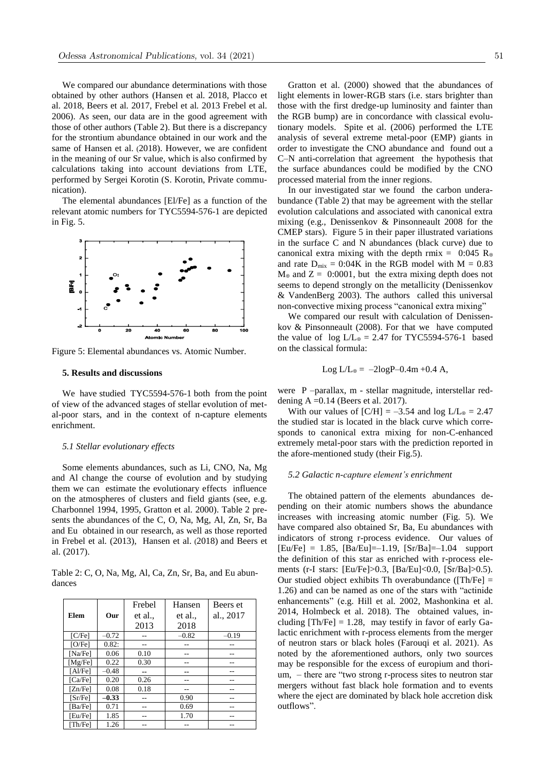We compared our abundance determinations with those obtained by other authors (Hansen et al. 2018, Placco et al. 2018, Beers et al. 2017, Frebel et al. 2013 Frebel et al. 2006). As seen, our data are in the good agreement with those of other authors (Table 2). But there is a discrepancy for the strontium abundance obtained in our work and the same of Hansen et al. (2018). However, we are confident in the meaning of our Sr value, which is also confirmed by calculations taking into account deviations from LTE, performed by Sergei Korotin (S. Korotin, Private communication).

The elemental abundances [El/Fe] as a function of the relevant atomic numbers for TYC5594-576-1 are depicted in Fig. 5.

Figure 5: Elemental abundances vs. Atomic Number.

## 5. Results and discussions

We have studied TYC5594-576-1 both from the point of view of the advanced stages of stellar evolution of metal-poor stars, and in the context of n-capture elements enrichment.

### *5.1 Stellar evolutionary effects*

Some elements abundances, such as Li, CNO, Na, Mg and Al change the course of evolution and by studying them we can estimate the evolutionary effects influence on the atmospheres of clusters and field giants (see, e.g. Charbonnel 1994, 1995, Gratton et al. 2000). Table 2 presents the abundances of the C, O, Na, Mg, Al, Zn, Sr, Ba and Eu obtained in our research, as well as those reported in Frebel et al. (2013), Hansen et al. (2018) and Beers et al. (2017).

Table 2: C, O, Na, Mg, Al, Ca, Zn, Sr, Ba, and Eu abundances

| Elem | Our | Frebel et al., 2013 | Hansen et al., 2018 | Beers et al., 2017 |
|---|---|---|---|---|
| [C/Fe] | –0.72 | -- | –0.82 | –0.19 |
| [O/Fe] | 0.82: | -- | -- | -- |
| [Na/Fe] | 0.06 | 0.10 | -- | -- |
| [Mg/Fe] | 0.22 | 0.30 | -- | -- |
| [Al/Fe] | –0.48 | -- | -- | -- |
| [Ca/Fe] | 0.20 | 0.26 | -- | -- |
| [Zn/Fe] | 0.08 | 0.18 | -- | -- |
| [Sr/Fe] | **–0.33** | -- | 0.90 | -- |
| [Ba/Fe] | 0.71 | -- | 0.69 | -- |
| [Eu/Fe] | 1.85 | -- | 1.70 | -- |
| [Th/Fe] | 1.26 | -- | -- | -- |

Gratton et al. (2000) showed that the abundances of light elements in lower-RGB stars (i.e. stars brighter than those with the first dredge-up luminosity and fainter than the RGB bump) are in concordance with classical evolutionary models. Spite et al. (2006) performed the LTE analysis of several extreme metal-poor (EMP) giants in order to investigate the CNO abundance and found out a C–N anti-correlation that agreement the hypothesis that the surface abundances could be modified by the CNO processed material from the inner regions.

In our investigated star we found the carbon underabundance (Table 2) that may be agreement with the stellar evolution calculations and associated with canonical extra mixing (e.g., Denissenkov & Pinsonneault 2008 for the CMEP stars). Figure 5 in their paper illustrated variations in the surface C and N abundances (black curve) due to canonical extra mixing with the depth rmix = 0:045 $R_\odot$ and rate $D_{mix}$ = 0:04K in the RGB model with M = 0.83 $M_\odot$ and Z = 0:0001, but the extra mixing depth does not seems to depend strongly on the metallicity (Denissenkov & VandenBerg 2003). The authors called this universal non-convective mixing process "canonical extra mixing"

We compared our result with calculation of Denissenkov & Pinsonneault (2008). For that we have computed the value of $\log L/L_\odot = 2.47$ for TYC5594-576-1 based on the classical formula:

$$\text{Log } L/L_\odot = -2\log P - 0.4m + 0.4\,A,$$

were P –parallax, m - stellar magnitude, interstellar reddening A =0.14 (Beers et al. 2017).

With our values of [C/H] = –3.54 and $\log L/L_\odot = 2.47$ the studied star is located in the black curve which corresponds to canonical extra mixing for non-C-enhanced extremely metal-poor stars with the prediction reported in the afore-mentioned study (their Fig.5).

### *5.2 Galactic n-capture element's enrichment*

The obtained pattern of the elements abundances depending on their atomic numbers shows the abundance increases with increasing atomic number (Fig. 5). We have compared also obtained Sr, Ba, Eu abundances with indicators of strong r-process evidence. Our values of [Eu/Fe] = 1.85, [Ba/Eu]=–1.19, [Sr/Ba]=–1.04 support the definition of this star as enriched with r-process elements (r-I stars: [Eu/Fe]>0.3, [Ba/Eu]<0.0, [Sr/Ba]>0.5). Our studied object exhibits Th overabundance ([Th/Fe] = 1.26) and can be named as one of the stars with "actinide enhancements" (e.g. Hill et al. 2002, Mashonkina et al. 2014, Holmbeck et al. 2018). The obtained values, including [Th/Fe] = 1.28, may testify in favor of early Galactic enrichment with r-process elements from the merger of neutron stars or black holes (Farouqi et al. 2021). As noted by the aforementioned authors, only two sources may be responsible for the excess of europium and thorium, – there are "two strong r-process sites to neutron star mergers without fast black hole formation and to events where the eject are dominated by black hole accretion disk outflows".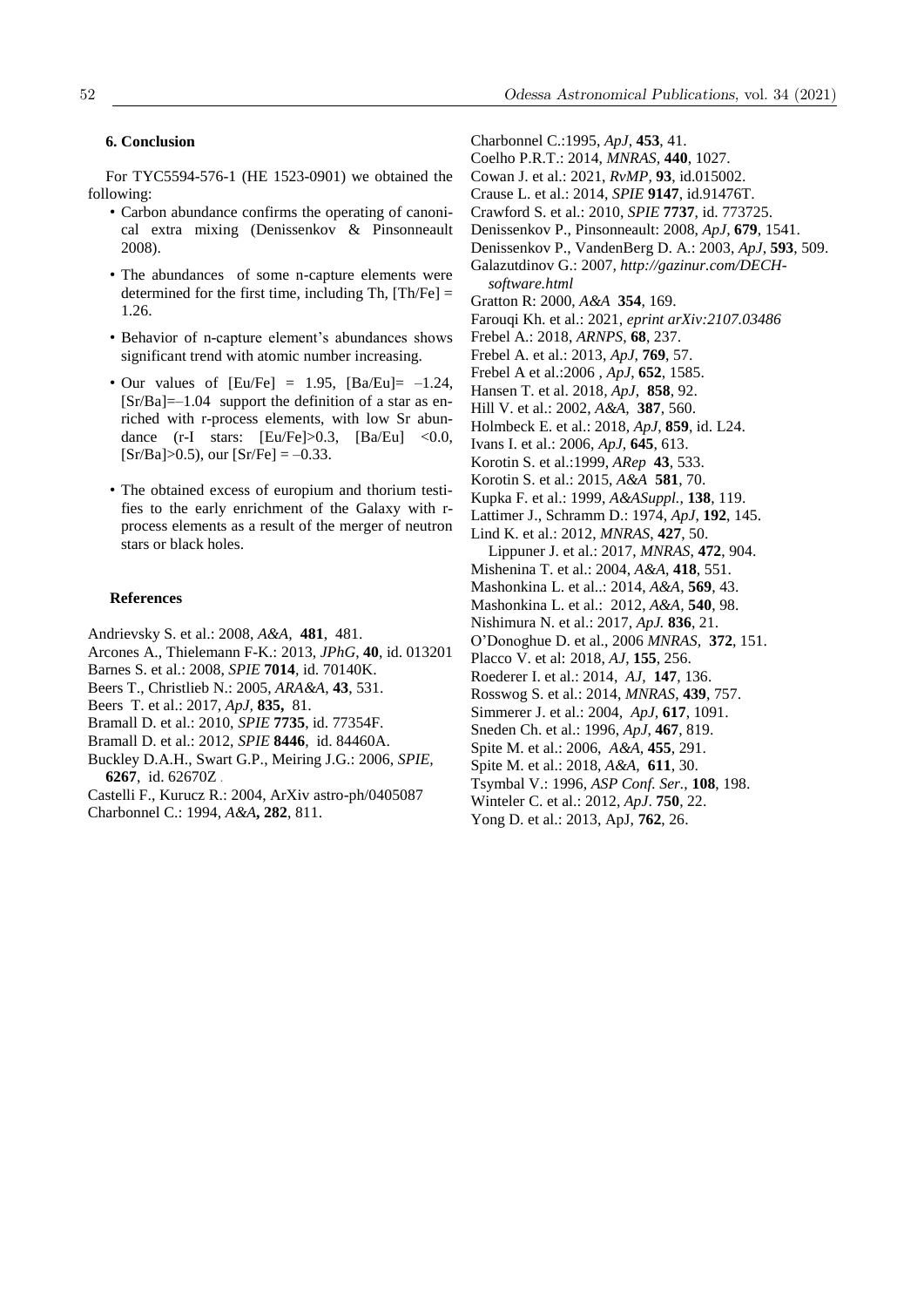### 6. Conclusion

For TYC5594-576-1 (HE 1523-0901) we obtained the following:

- Carbon abundance confirms the operating of canonical extra mixing (Denissenkov & Pinsonneault 2008).
- The abundances of some n-capture elements were determined for the first time, including Th, [Th/Fe] = 1.26.
- Behavior of n-capture element's abundances shows significant trend with atomic number increasing.
- Our values of [Eu/Fe] = 1.95, [Ba/Eu]= –1.24, [Sr/Ba]=–1.04 support the definition of a star as enriched with r-process elements, with low Sr abundance (r-I stars: [Eu/Fe]>0.3, [Ba/Eu] <0.0, [Sr/Ba]>0.5), our [Sr/Fe] = –0.33.
- The obtained excess of europium and thorium testifies to the early enrichment of the Galaxy with r-process elements as a result of the merger of neutron stars or black holes.

### References

Andrievsky S. et al.: 2008, *A&A*, **481**, 481.
Arcones A., Thielemann F-K.: 2013, *JPhG*, **40**, id. 013201
Barnes S. et al.: 2008, *SPIE* **7014**, id. 70140K.
Beers T., Christlieb N.: 2005, *ARA&A*, **43**, 531.
Beers T. et al.: 2017, *ApJ*, **835,** 81.
Bramall D. et al.: 2010, *SPIE* **7735**, id. 77354F.
Bramall D. et al.: 2012, *SPIE* **8446**, id. 84460A.
Buckley D.A.H., Swart G.P., Meiring J.G.: 2006, *SPIE*, **6267**, id. 62670Z .
Castelli F., Kurucz R.: 2004, ArXiv astro-ph/0405087
Charbonnel C.: 1994, *A&A***, 282**, 811.
Charbonnel C.:1995, *ApJ*, **453**, 41.
Coelho P.R.T.: 2014, *MNRAS*, **440**, 1027.
Cowan J. et al.: 2021, *RvMP*, **93**, id.015002.
Crause L. et al.: 2014, *SPIE* **9147**, id.91476T.
Crawford S. et al.: 2010, *SPIE* **7737**, id. 773725.
Denissenkov P., Pinsonneault: 2008, *ApJ*, **679**, 1541.
Denissenkov P., VandenBerg D. A.: 2003, *ApJ*, **593**, 509.
Galazutdinov G.: 2007, *http://gazinur.com/DECH-software.html*
Gratton R: 2000, *A&A* **354**, 169.
Farouqi Kh. et al.: 2021, *eprint arXiv:2107.03486*
Frebel A.: 2018, *ARNPS*, **68**, 237.
Frebel A. et al.: 2013, *ApJ*, **769**, 57.
Frebel A et al.:2006 , *ApJ*, **652**, 1585.
Hansen T. et al. 2018, *ApJ*, **858**, 92.
Hill V. et al.: 2002, *A&A*, **387**, 560.
Holmbeck E. et al.: 2018, *ApJ*, **859**, id. L24.
Ivans I. et al.: 2006, *ApJ*, **645**, 613.
Korotin S. et al.:1999, *ARep* **43**, 533.
Korotin S. et al.: 2015, *A&A* **581**, 70.
Kupka F. et al.: 1999, *A&ASuppl.*, **138**, 119.
Lattimer J., Schramm D.: 1974, *ApJ*, **192**, 145.
Lind K. et al.: 2012, *MNRAS*, **427**, 50.
Lippuner J. et al.: 2017, *MNRAS*, **472**, 904.
Mishenina T. et al.: 2004, *A&A*, **418**, 551.
Mashonkina L. et al..: 2014, *A&A*, **569**, 43.
Mashonkina L. et al.: 2012, *A&A*, **540**, 98.
Nishimura N. et al.: 2017, *ApJ.* **836**, 21.
O'Donoghue D. et al., 2006 *MNRAS*, **372**, 151.
Placco V. et al: 2018, *AJ*, **155**, 256.
Roederer I. et al.: 2014, *AJ*, **147**, 136.
Rosswog S. et al.: 2014, *MNRAS*, **439**, 757.
Simmerer J. et al.: 2004, *ApJ*, **617**, 1091.
Sneden Ch. et al.: 1996, *ApJ*, **467**, 819.
Spite M. et al.: 2006, *A&A*, **455**, 291.
Spite M. et al.: 2018, *A&A*, **611**, 30.
Tsymbal V.: 1996, *ASP Conf. Ser.*, **108**, 198.
Winteler C. et al.: 2012, *ApJ*. **750**, 22.
Yong D. et al.: 2013, ApJ, **762**, 26.